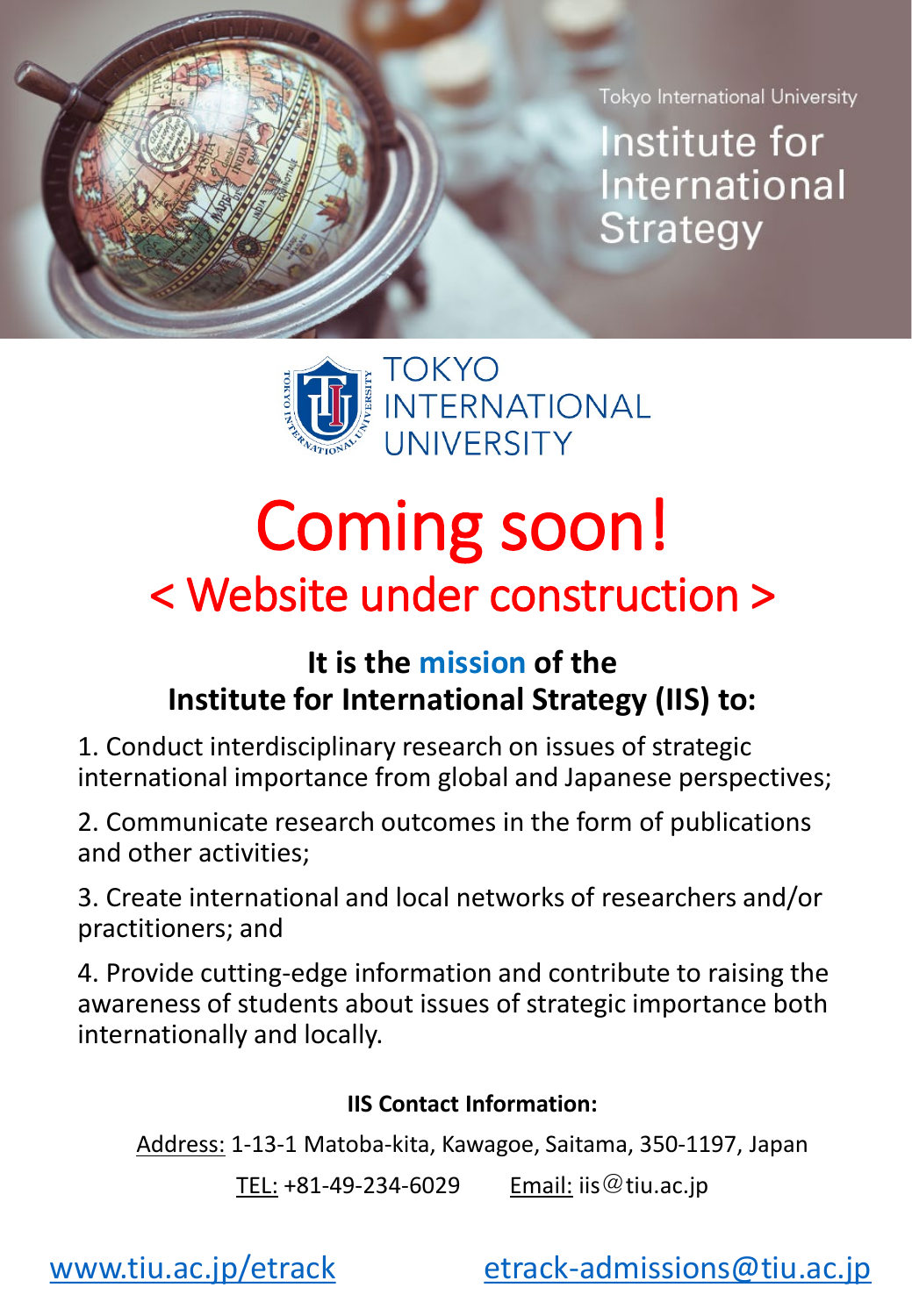Tokyo International University

# Institute for International Strategy

TOKYO INTERNATIONAL UNIVERSITY

# Coming soon!

## < Website under construction >

### It is the mission of the Institute for International Strategy (IIS) to:

1. Conduct interdisciplinary research on issues of strategic international importance from global and Japanese perspectives;

2. Communicate research outcomes in the form of publications and other activities;

3. Create international and local networks of researchers and/or practitioners; and

4. Provide cutting-edge information and contribute to raising the awareness of students about issues of strategic importance both internationally and locally.

**IIS Contact Information:**

Address: 1-13-1 Matoba-kita, Kawagoe, Saitama, 350-1197, Japan

TEL: +81-49-234-6029 Email: iis@tiu.ac.jp

www.tiu.ac.jp/etrack etrack-admissions@tiu.ac.jp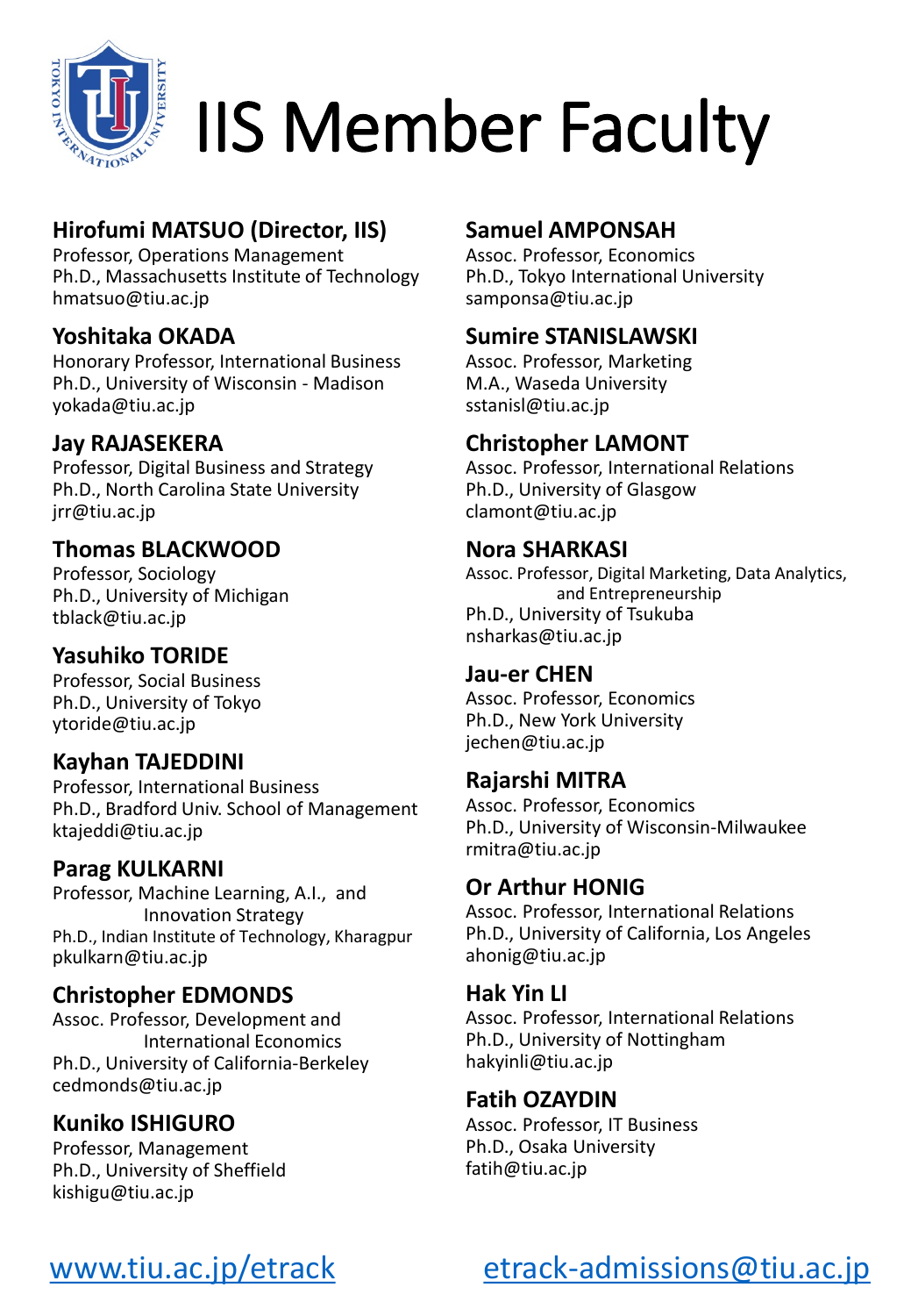# IIS Member Faculty

**Hirofumi MATSUO (Director, IIS)**
Professor, Operations Management
Ph.D., Massachusetts Institute of Technology
hmatsuo@tiu.ac.jp

**Yoshitaka OKADA**
Honorary Professor, International Business
Ph.D., University of Wisconsin - Madison
yokada@tiu.ac.jp

**Jay RAJASEKERA**
Professor, Digital Business and Strategy
Ph.D., North Carolina State University
jrr@tiu.ac.jp

**Thomas BLACKWOOD**
Professor, Sociology
Ph.D., University of Michigan
tblack@tiu.ac.jp

**Yasuhiko TORIDE**
Professor, Social Business
Ph.D., University of Tokyo
ytoride@tiu.ac.jp

**Kayhan TAJEDDINI**
Professor, International Business
Ph.D., Bradford Univ. School of Management
ktajeddi@tiu.ac.jp

**Parag KULKARNI**
Professor, Machine Learning, A.I., and Innovation Strategy
Ph.D., Indian Institute of Technology, Kharagpur
pkulkarn@tiu.ac.jp

**Christopher EDMONDS**
Assoc. Professor, Development and International Economics
Ph.D., University of California-Berkeley
cedmonds@tiu.ac.jp

**Kuniko ISHIGURO**
Professor, Management
Ph.D., University of Sheffield
kishigu@tiu.ac.jp

**Samuel AMPONSAH**
Assoc. Professor, Economics
Ph.D., Tokyo International University
samponsa@tiu.ac.jp

**Sumire STANISLAWSKI**
Assoc. Professor, Marketing
M.A., Waseda University
sstanisl@tiu.ac.jp

**Christopher LAMONT**
Assoc. Professor, International Relations
Ph.D., University of Glasgow
clamont@tiu.ac.jp

**Nora SHARKASI**
Assoc. Professor, Digital Marketing, Data Analytics, and Entrepreneurship
Ph.D., University of Tsukuba
nsharkas@tiu.ac.jp

**Jau-er CHEN**
Assoc. Professor, Economics
Ph.D., New York University
jechen@tiu.ac.jp

**Rajarshi MITRA**
Assoc. Professor, Economics
Ph.D., University of Wisconsin-Milwaukee
rmitra@tiu.ac.jp

**Or Arthur HONIG**
Assoc. Professor, International Relations
Ph.D., University of California, Los Angeles
ahonig@tiu.ac.jp

**Hak Yin LI**
Assoc. Professor, International Relations
Ph.D., University of Nottingham
hakyinli@tiu.ac.jp

**Fatih OZAYDIN**
Assoc. Professor, IT Business
Ph.D., Osaka University
fatih@tiu.ac.jp

www.tiu.ac.jp/etrack

etrack-admissions@tiu.ac.jp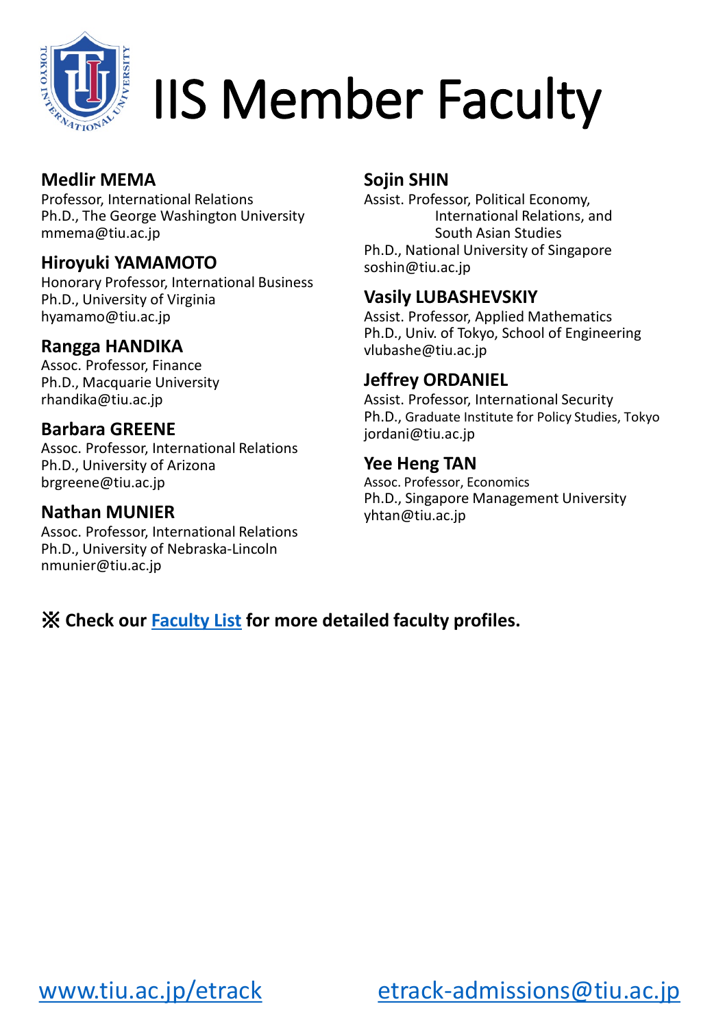# IIS Member Faculty

**Medlir MEMA**
Professor, International Relations
Ph.D., The George Washington University
mmema@tiu.ac.jp

**Hiroyuki YAMAMOTO**
Honorary Professor, International Business
Ph.D., University of Virginia
hyamamo@tiu.ac.jp

**Rangga HANDIKA**
Assoc. Professor, Finance
Ph.D., Macquarie University
rhandika@tiu.ac.jp

**Barbara GREENE**
Assoc. Professor, International Relations
Ph.D., University of Arizona
brgreene@tiu.ac.jp

**Nathan MUNIER**
Assoc. Professor, International Relations
Ph.D., University of Nebraska-Lincoln
nmunier@tiu.ac.jp

**Sojin SHIN**
Assist. Professor, Political Economy, International Relations, and South Asian Studies
Ph.D., National University of Singapore
soshin@tiu.ac.jp

**Vasily LUBASHEVSKIY**
Assist. Professor, Applied Mathematics
Ph.D., Univ. of Tokyo, School of Engineering
vlubashe@tiu.ac.jp

**Jeffrey ORDANIEL**
Assist. Professor, International Security
Ph.D., Graduate Institute for Policy Studies, Tokyo
jordani@tiu.ac.jp

**Yee Heng TAN**
Assoc. Professor, Economics
Ph.D., Singapore Management University
yhtan@tiu.ac.jp

**※ Check our Faculty List for more detailed faculty profiles.**

www.tiu.ac.jp/etrack

etrack-admissions@tiu.ac.jp